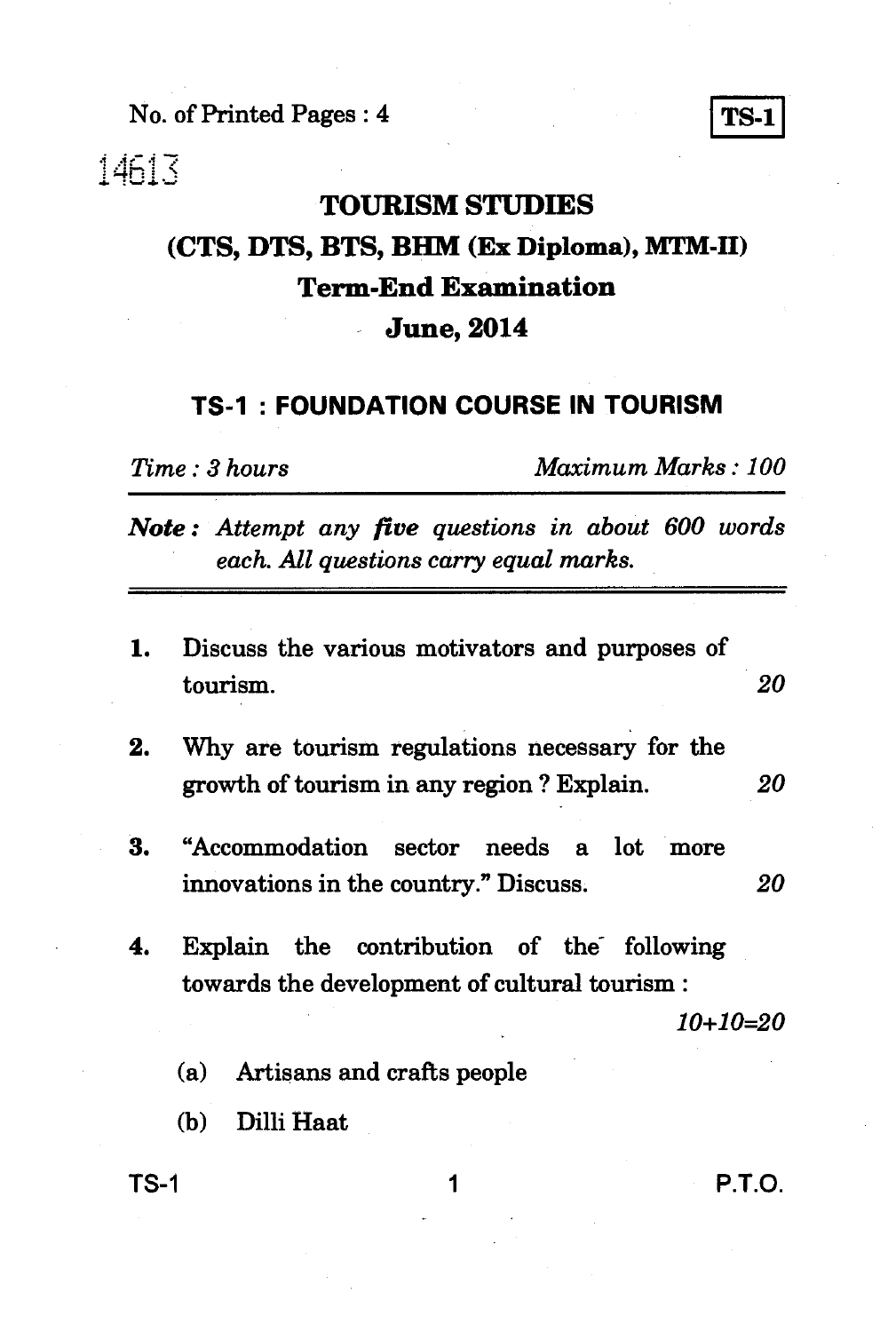No. of Printed Pages : 4

**TS-1**

14613

# TOURISM STUDIES

## (CTS, DTS, BTS, BHM (Ex Diploma), MTM-II)

## Term-End Examination

## June, 2014

### TS-1 : FOUNDATION COURSE IN TOURISM

*Time : 3 hours* *Maximum Marks : 100*

***Note :*** *Attempt any **five** questions in about 600 words each. All questions carry equal marks.*

---

1. Discuss the various motivators and purposes of tourism. *20*

2. Why are tourism regulations necessary for the growth of tourism in any region ? Explain. *20*

3. "Accommodation sector needs a lot more innovations in the country." Discuss. *20*

4. Explain the contribution of the following towards the development of cultural tourism : *10+10=20*

   (a) Artisans and crafts people

   (b) Dilli Haat

P.T.O.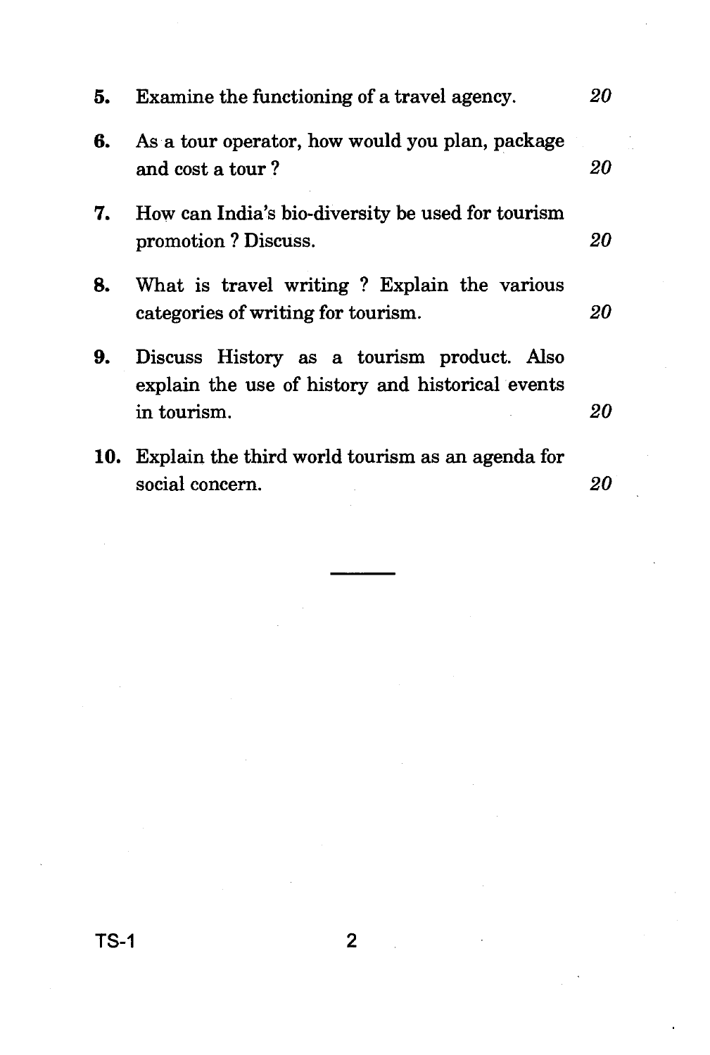5. Examine the functioning of a travel agency. *20*

6. As a tour operator, how would you plan, package and cost a tour ? *20*

7. How can India's bio-diversity be used for tourism promotion ? Discuss. *20*

8. What is travel writing ? Explain the various categories of writing for tourism. *20*

9. Discuss History as a tourism product. Also explain the use of history and historical events in tourism. *20*

10. Explain the third world tourism as an agenda for social concern. *20*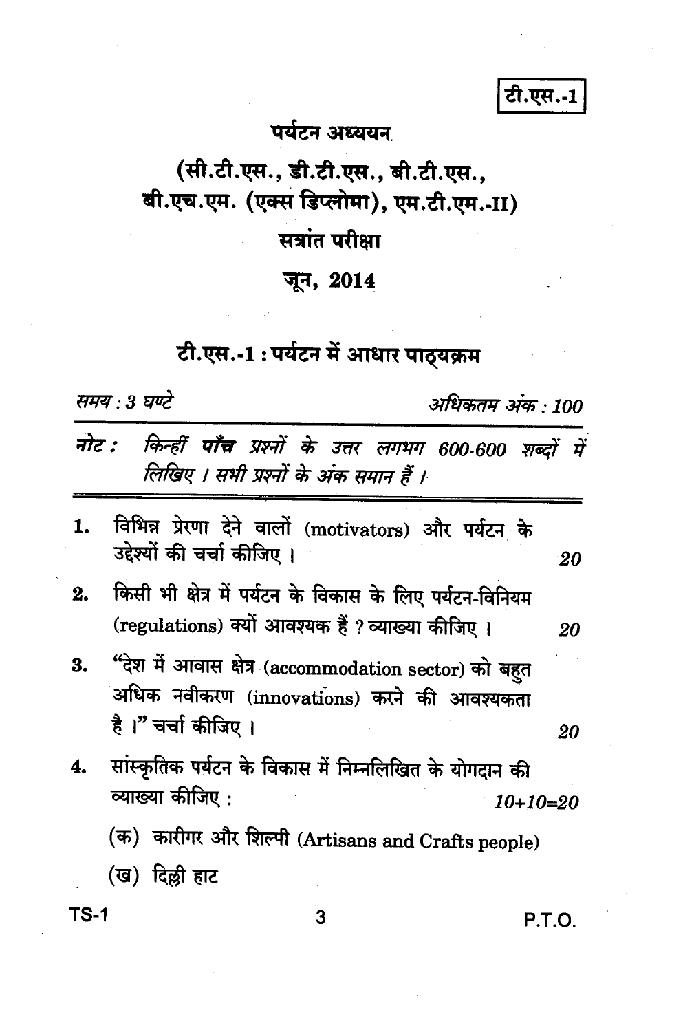**टी.एस.-1**

# पर्यटन अध्ययन

## (सी.टी.एस., डी.टी.एस., बी.टी.एस., बी.एच.एम. (एक्स डिप्लोमा), एम.टी.एम.-II)

## सत्रांत परीक्षा

## जून, 2014

## टी.एस.-1 : पर्यटन में आधार पाठ्यक्रम

*समय : 3 घण्टे* *अधिकतम अंक : 100*

*नोट : किन्हीं **पाँच** प्रश्नों के उत्तर लगभग 600-600 शब्दों में लिखिए । सभी प्रश्नों के अंक समान हैं ।*

1. विभिन्न प्रेरणा देने वालों (motivators) और पर्यटन के उद्देश्यों की चर्चा कीजिए । 20

2. किसी भी क्षेत्र में पर्यटन के विकास के लिए पर्यटन-विनियम (regulations) क्यों आवश्यक हैं ? व्याख्या कीजिए । 20

3. "देश में आवास क्षेत्र (accommodation sector) को बहुत अधिक नवीकरण (innovations) करने की आवश्यकता है ।" चर्चा कीजिए । 20

4. सांस्कृतिक पर्यटन के विकास में निम्नलिखित के योगदान की व्याख्या कीजिए : 10+10=20

   (क) कारीगर और शिल्पी (Artisans and Crafts people)

   (ख) दिल्ली हाट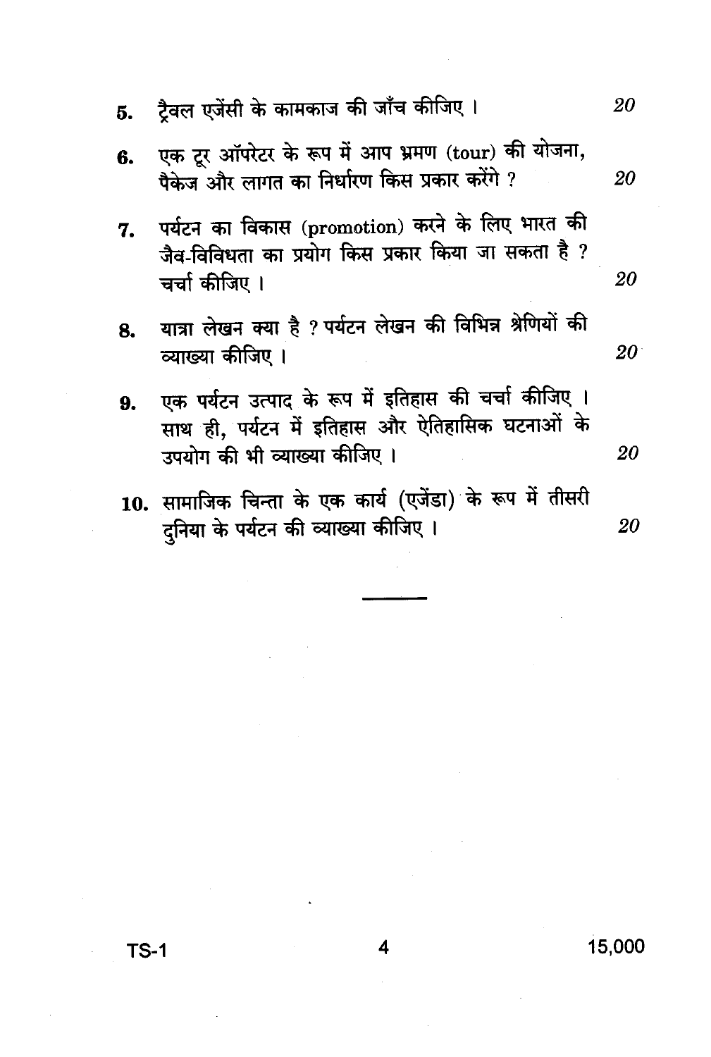5. ट्रैवल एजेंसी के कामकाज की जाँच कीजिए । 20

6. एक टूर ऑपरेटर के रूप में आप भ्रमण (tour) की योजना, पैकेज और लागत का निर्धारण किस प्रकार करेंगे ? 20

7. पर्यटन का विकास (promotion) करने के लिए भारत की जैव-विविधता का प्रयोग किस प्रकार किया जा सकता है ? चर्चा कीजिए । 20

8. यात्रा लेखन क्या है ? पर्यटन लेखन की विभिन्न श्रेणियों की व्याख्या कीजिए । 20

9. एक पर्यटन उत्पाद के रूप में इतिहास की चर्चा कीजिए । साथ ही, पर्यटन में इतिहास और ऐतिहासिक घटनाओं के उपयोग की भी व्याख्या कीजिए । 20

10. सामाजिक चिन्ता के एक कार्य (एजेंडा) के रूप में तीसरी दुनिया के पर्यटन की व्याख्या कीजिए । 20

TS-1 15,000